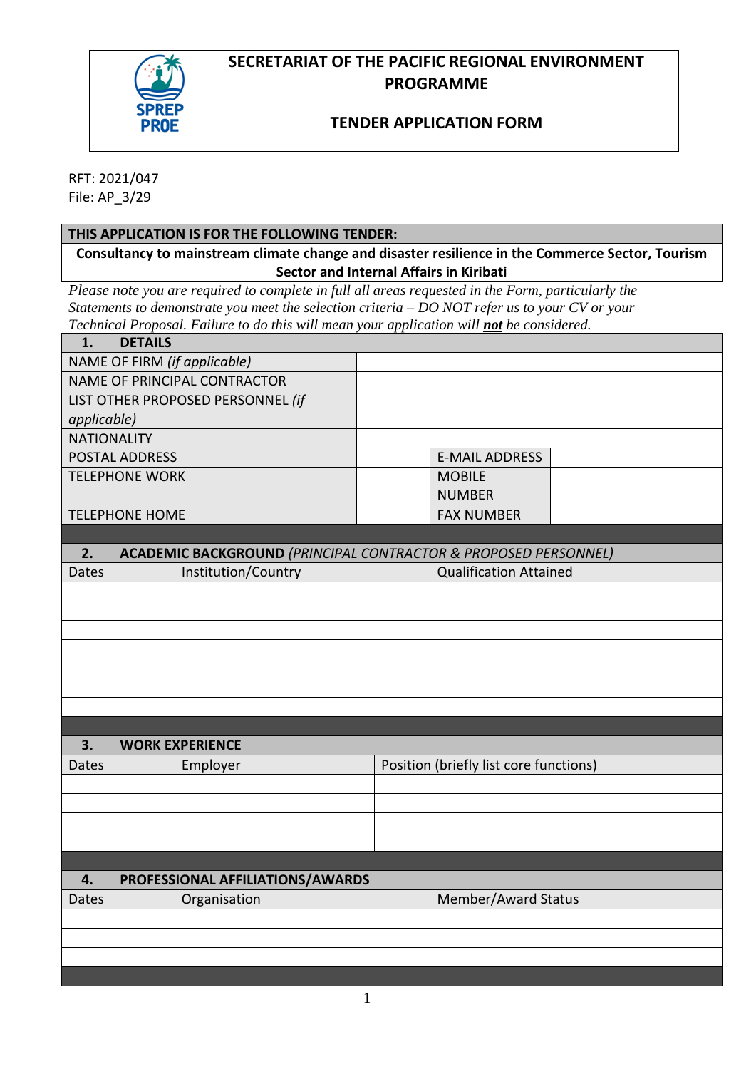# SECRETARIAT OF THE PACIFIC REGIONAL ENVIRONMENT PROGRAMME

## TENDER APPLICATION FORM

RFT: 2021/047
File: AP_3/29

| THIS APPLICATION IS FOR THE FOLLOWING TENDER: |
|---|
| **Consultancy to mainstream climate change and disaster resilience in the Commerce Sector, Tourism Sector and Internal Affairs in Kiribati** |

*Please note you are required to complete in full all areas requested in the Form, particularly the Statements to demonstrate you meet the selection criteria – DO NOT refer us to your CV or your Technical Proposal. Failure to do this will mean your application will **not** be considered.*

| **1.** | **DETAILS** | | |
|---|---|---|---|
| NAME OF FIRM *(if applicable)* | | | |
| NAME OF PRINCIPAL CONTRACTOR | | | |
| LIST OTHER PROPOSED PERSONNEL *(if applicable)* | | | |
| NATIONALITY | | | |
| POSTAL ADDRESS | | E-MAIL ADDRESS | |
| TELEPHONE WORK | | MOBILE NUMBER | |
| TELEPHONE HOME | | FAX NUMBER | |

| **2.** | **ACADEMIC BACKGROUND** *(PRINCIPAL CONTRACTOR & PROPOSED PERSONNEL)* | |
|---|---|---|
| Dates | Institution/Country | Qualification Attained |
| | | |
| | | |
| | | |
| | | |
| | | |
| | | |
| | | |

| **3.** | **WORK EXPERIENCE** | |
|---|---|---|
| Dates | Employer | Position (briefly list core functions) |
| | | |
| | | |
| | | |
| | | |

| **4.** | **PROFESSIONAL AFFILIATIONS/AWARDS** | |
|---|---|---|
| Dates | Organisation | Member/Award Status |
| | | |
| | | |
| | | |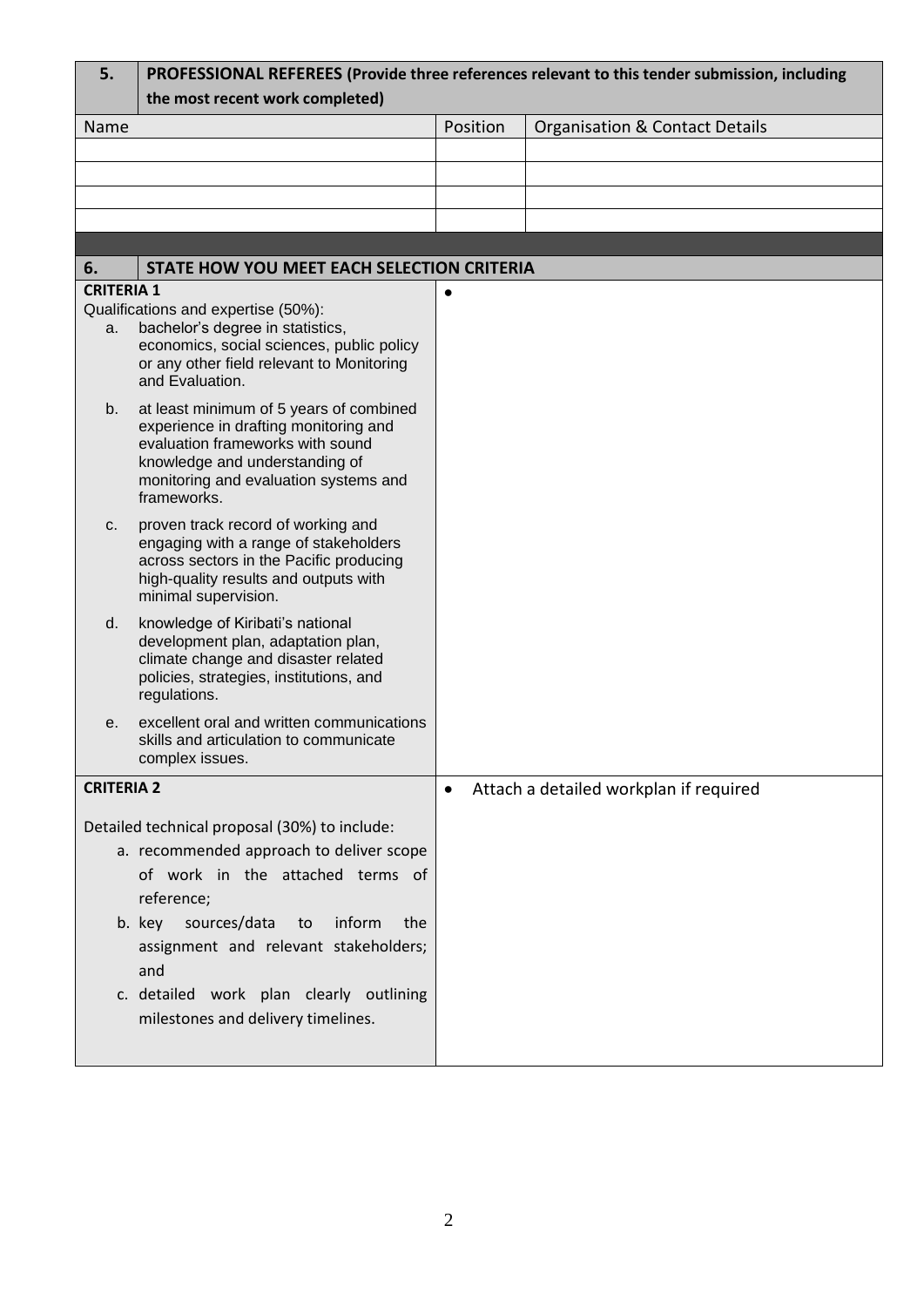| 5. | PROFESSIONAL REFEREES (Provide three references relevant to this tender submission, including the most recent work completed) | |
|---|---|---|
| Name | Position | Organisation & Contact Details |
| | | |
| | | |
| | | |
| | | |

| 6. | STATE HOW YOU MEET EACH SELECTION CRITERIA |
|---|---|
| **CRITERIA 1**<br>Qualifications and expertise (50%):<br>a. bachelor's degree in statistics, economics, social sciences, public policy or any other field relevant to Monitoring and Evaluation.<br>b. at least minimum of 5 years of combined experience in drafting monitoring and evaluation frameworks with sound knowledge and understanding of monitoring and evaluation systems and frameworks.<br>c. proven track record of working and engaging with a range of stakeholders across sectors in the Pacific producing high-quality results and outputs with minimal supervision.<br>d. knowledge of Kiribati's national development plan, adaptation plan, climate change and disaster related policies, strategies, institutions, and regulations.<br>e. excellent oral and written communications skills and articulation to communicate complex issues. | • |
| **CRITERIA 2**<br><br>Detailed technical proposal (30%) to include:<br>a. recommended approach to deliver scope of work in the attached terms of reference;<br>b. key sources/data to inform the assignment and relevant stakeholders; and<br>c. detailed work plan clearly outlining milestones and delivery timelines. | • Attach a detailed workplan if required |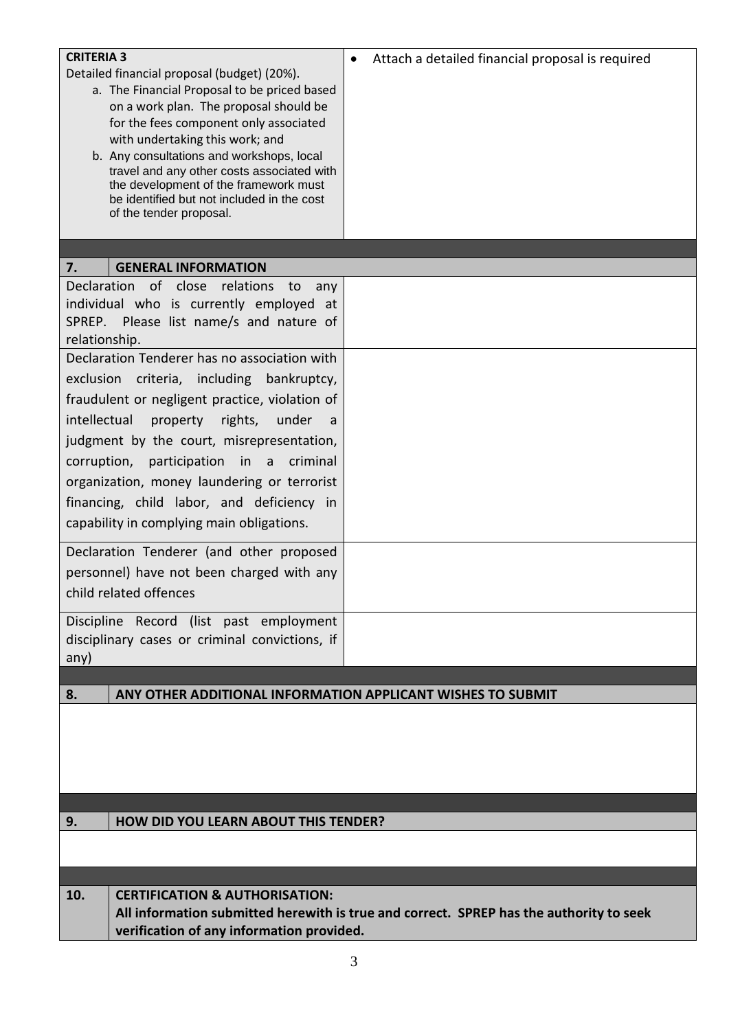| **CRITERIA 3**<br>Detailed financial proposal (budget) (20%).<br>a. The Financial Proposal to be priced based on a work plan. The proposal should be for the fees component only associated with undertaking this work; and<br>b. Any consultations and workshops, local travel and any other costs associated with the development of the framework must be identified but not included in the cost of the tender proposal. | • Attach a detailed financial proposal is required |
|---|---|

| **7.** | **GENERAL INFORMATION** |
|---|---|
| Declaration of close relations to any individual who is currently employed at SPREP. Please list name/s and nature of relationship. | |
| Declaration Tenderer has no association with exclusion criteria, including bankruptcy, fraudulent or negligent practice, violation of intellectual property rights, under a judgment by the court, misrepresentation, corruption, participation in a criminal organization, money laundering or terrorist financing, child labor, and deficiency in capability in complying main obligations. | |
| Declaration Tenderer (and other proposed personnel) have not been charged with any child related offences | |
| Discipline Record (list past employment disciplinary cases or criminal convictions, if any) | |

| **8.** | **ANY OTHER ADDITIONAL INFORMATION APPLICANT WISHES TO SUBMIT** |
|---|---|
| | |

| **9.** | **HOW DID YOU LEARN ABOUT THIS TENDER?** |
|---|---|
| | |

| **10.** | **CERTIFICATION & AUTHORISATION:**<br>**All information submitted herewith is true and correct. SPREP has the authority to seek verification of any information provided.** |
|---|---|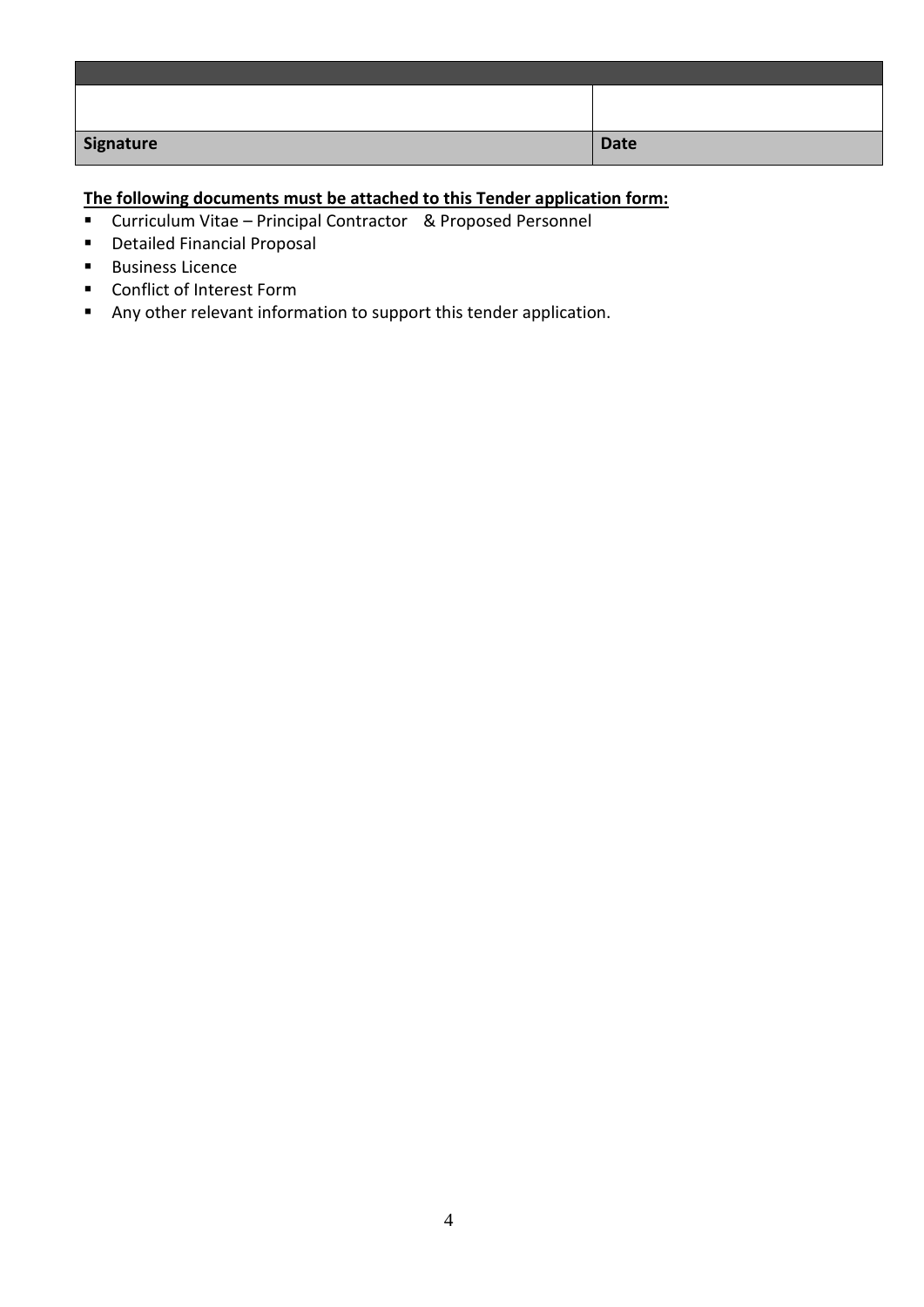| | |
|---|---|
| | |
| **Signature** | **Date** |

**The following documents must be attached to this Tender application form:**

- Curriculum Vitae – Principal Contractor & Proposed Personnel
- Detailed Financial Proposal
- Business Licence
- Conflict of Interest Form
- Any other relevant information to support this tender application.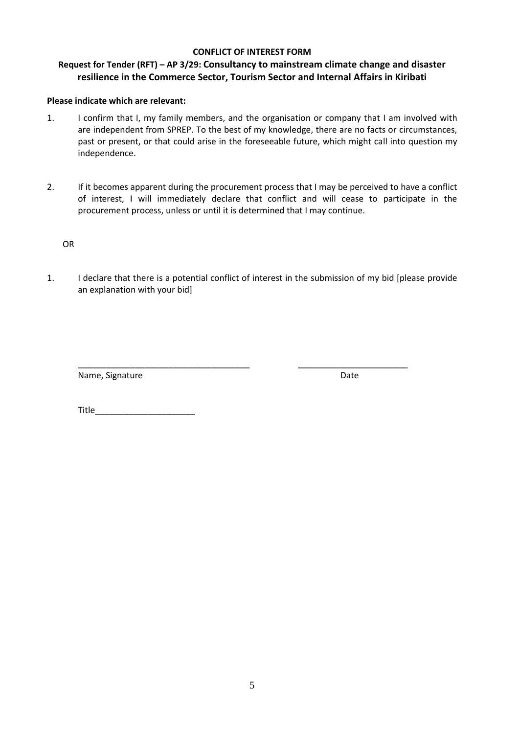**CONFLICT OF INTEREST FORM**

**Request for Tender (RFT) – AP 3/29: Consultancy to mainstream climate change and disaster resilience in the Commerce Sector, Tourism Sector and Internal Affairs in Kiribati**

**Please indicate which are relevant:**

1. I confirm that I, my family members, and the organisation or company that I am involved with are independent from SPREP. To the best of my knowledge, there are no facts or circumstances, past or present, or that could arise in the foreseeable future, which might call into question my independence.

2. If it becomes apparent during the procurement process that I may be perceived to have a conflict of interest, I will immediately declare that conflict and will cease to participate in the procurement process, unless or until it is determined that I may continue.

OR

1. I declare that there is a potential conflict of interest in the submission of my bid [please provide an explanation with your bid]

____________________________________ &nbsp;&nbsp;&nbsp;&nbsp;&nbsp;&nbsp;&nbsp;&nbsp; _______________________

Name, Signature &nbsp;&nbsp;&nbsp;&nbsp;&nbsp;&nbsp;&nbsp;&nbsp;&nbsp;&nbsp;&nbsp;&nbsp;&nbsp;&nbsp;&nbsp;&nbsp;&nbsp;&nbsp;&nbsp;&nbsp;&nbsp;&nbsp;&nbsp;&nbsp;&nbsp;&nbsp;&nbsp;&nbsp;&nbsp;&nbsp;&nbsp;&nbsp;&nbsp;&nbsp;&nbsp;&nbsp;&nbsp;&nbsp;&nbsp;&nbsp; Date

Title_____________________